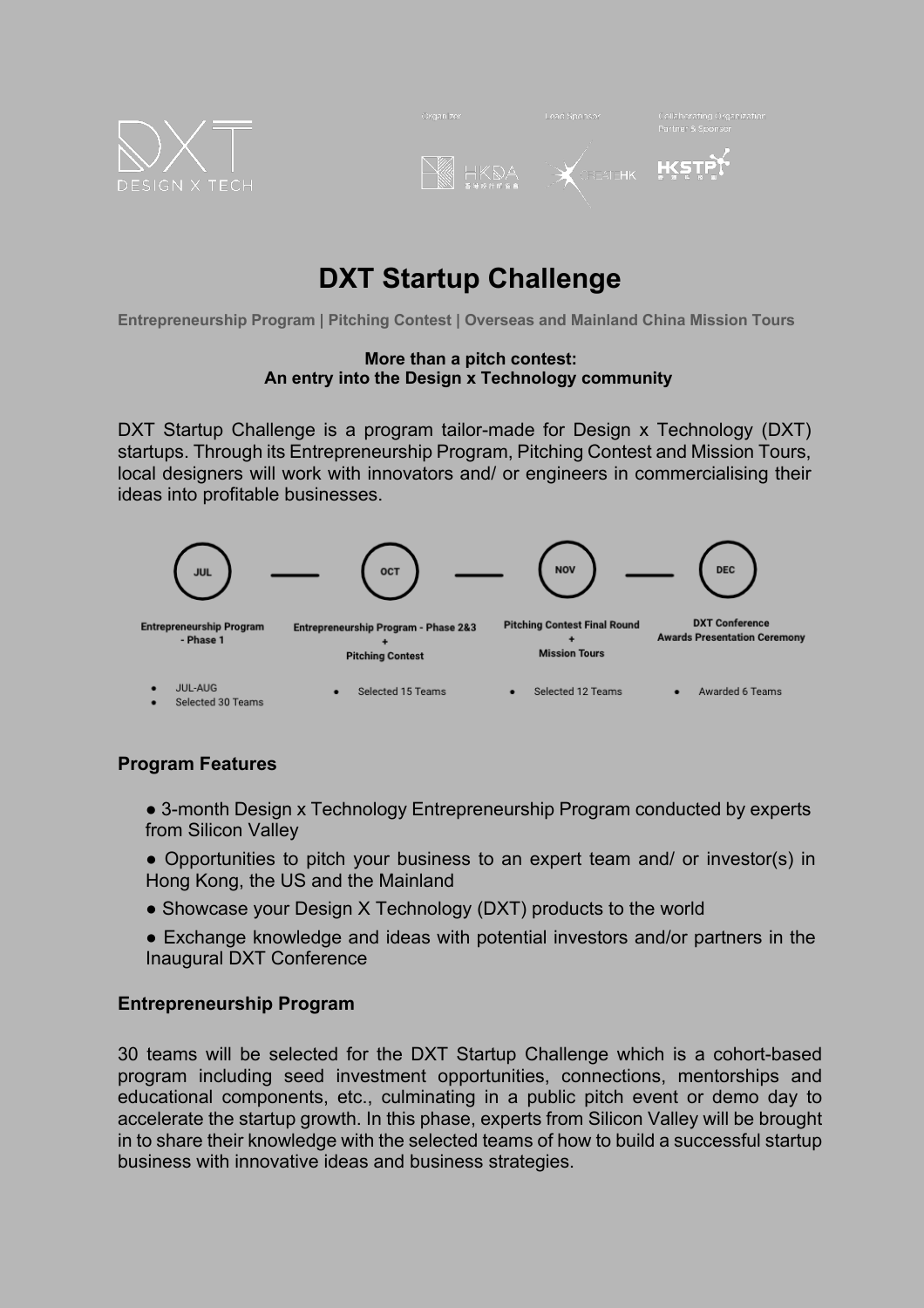# DXT Startup Challenge

**Entrepreneurship Program | Pitching Contest | Overseas and Mainland China Mission Tours**

**More than a pitch contest:**
**An entry into the Design x Technology community**

DXT Startup Challenge is a program tailor-made for Design x Technology (DXT) startups. Through its Entrepreneurship Program, Pitching Contest and Mission Tours, local designers will work with innovators and/ or engineers in commercialising their ideas into profitable businesses.

| JUL | OCT | NOV | DEC |
|---|---|---|---|
| Entrepreneurship Program - Phase 1 | Entrepreneurship Program - Phase 2&3 + Pitching Contest | Pitching Contest Final Round + Mission Tours | DXT Conference Awards Presentation Ceremony |
| • JUL-AUG<br>• Selected 30 Teams | • Selected 15 Teams | • Selected 12 Teams | • Awarded 6 Teams |

## Program Features

- 3-month Design x Technology Entrepreneurship Program conducted by experts from Silicon Valley
- Opportunities to pitch your business to an expert team and/ or investor(s) in Hong Kong, the US and the Mainland
- Showcase your Design X Technology (DXT) products to the world
- Exchange knowledge and ideas with potential investors and/or partners in the Inaugural DXT Conference

## Entrepreneurship Program

30 teams will be selected for the DXT Startup Challenge which is a cohort-based program including seed investment opportunities, connections, mentorships and educational components, etc., culminating in a public pitch event or demo day to accelerate the startup growth. In this phase, experts from Silicon Valley will be brought in to share their knowledge with the selected teams of how to build a successful startup business with innovative ideas and business strategies.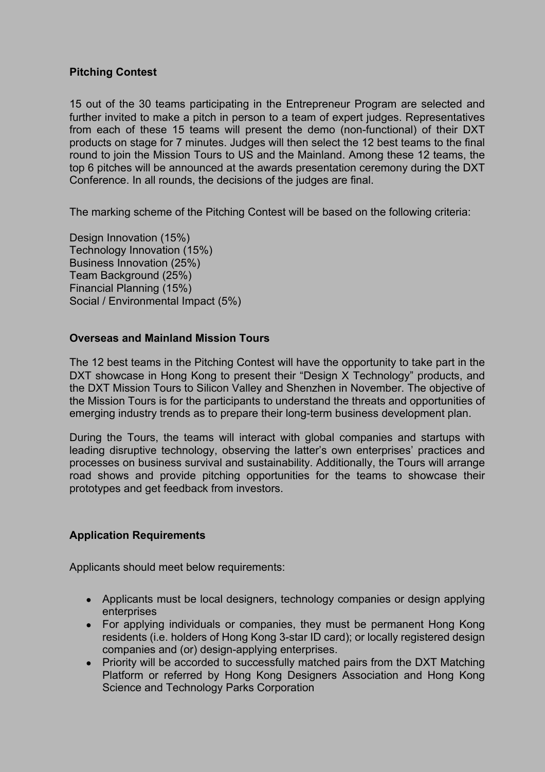**Pitching Contest**

15 out of the 30 teams participating in the Entrepreneur Program are selected and further invited to make a pitch in person to a team of expert judges. Representatives from each of these 15 teams will present the demo (non-functional) of their DXT products on stage for 7 minutes. Judges will then select the 12 best teams to the final round to join the Mission Tours to US and the Mainland. Among these 12 teams, the top 6 pitches will be announced at the awards presentation ceremony during the DXT Conference. In all rounds, the decisions of the judges are final.

The marking scheme of the Pitching Contest will be based on the following criteria:

Design Innovation (15%)
Technology Innovation (15%)
Business Innovation (25%)
Team Background (25%)
Financial Planning (15%)
Social / Environmental Impact (5%)

**Overseas and Mainland Mission Tours**

The 12 best teams in the Pitching Contest will have the opportunity to take part in the DXT showcase in Hong Kong to present their "Design X Technology" products, and the DXT Mission Tours to Silicon Valley and Shenzhen in November. The objective of the Mission Tours is for the participants to understand the threats and opportunities of emerging industry trends as to prepare their long-term business development plan.

During the Tours, the teams will interact with global companies and startups with leading disruptive technology, observing the latter's own enterprises' practices and processes on business survival and sustainability. Additionally, the Tours will arrange road shows and provide pitching opportunities for the teams to showcase their prototypes and get feedback from investors.

**Application Requirements**

Applicants should meet below requirements:

- Applicants must be local designers, technology companies or design applying enterprises
- For applying individuals or companies, they must be permanent Hong Kong residents (i.e. holders of Hong Kong 3-star ID card); or locally registered design companies and (or) design-applying enterprises.
- Priority will be accorded to successfully matched pairs from the DXT Matching Platform or referred by Hong Kong Designers Association and Hong Kong Science and Technology Parks Corporation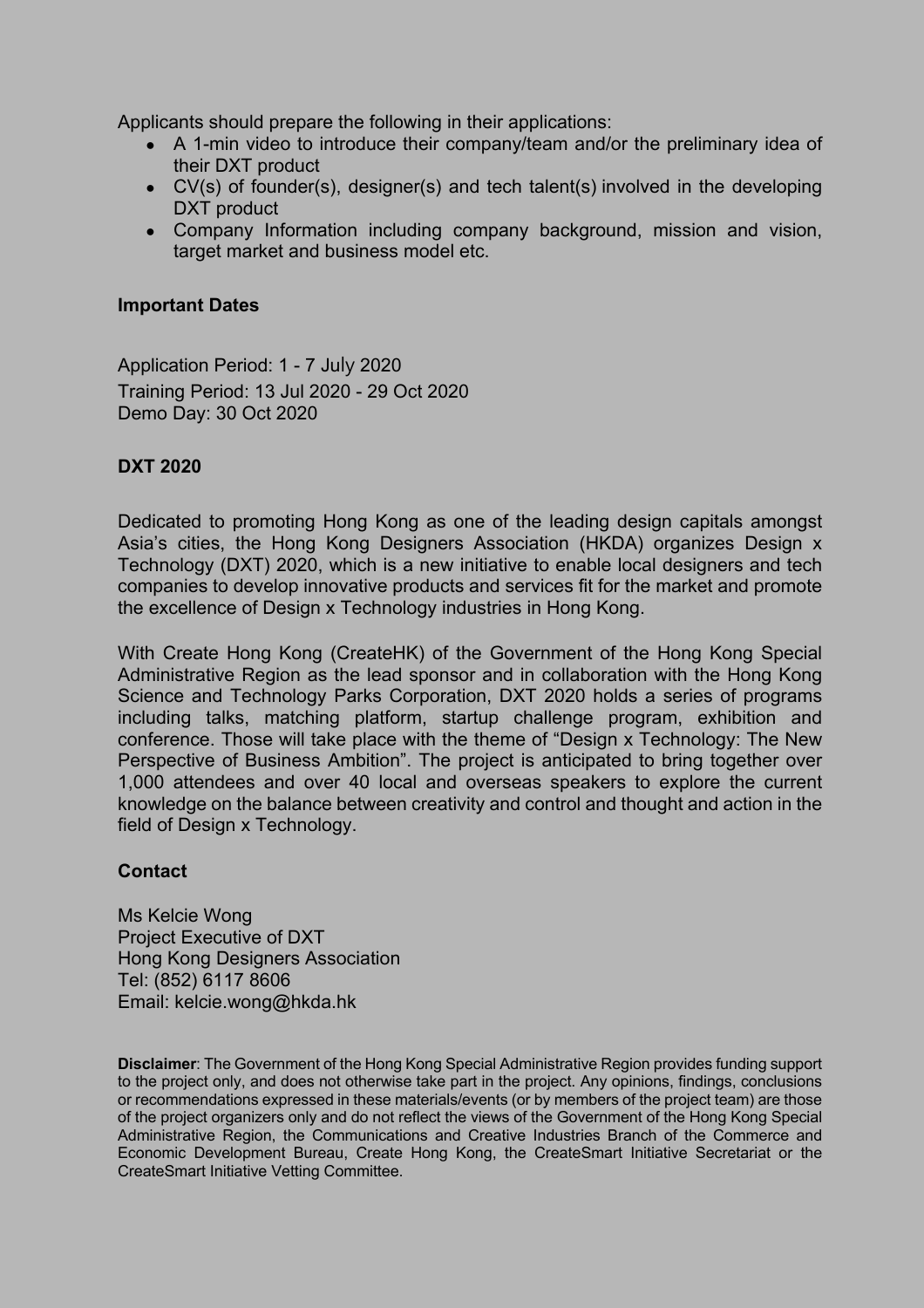Applicants should prepare the following in their applications:

- A 1-min video to introduce their company/team and/or the preliminary idea of their DXT product
- CV(s) of founder(s), designer(s) and tech talent(s) involved in the developing DXT product
- Company Information including company background, mission and vision, target market and business model etc.

**Important Dates**

Application Period: 1 - 7 July 2020
Training Period: 13 Jul 2020 - 29 Oct 2020
Demo Day: 30 Oct 2020

**DXT 2020**

Dedicated to promoting Hong Kong as one of the leading design capitals amongst Asia's cities, the Hong Kong Designers Association (HKDA) organizes Design x Technology (DXT) 2020, which is a new initiative to enable local designers and tech companies to develop innovative products and services fit for the market and promote the excellence of Design x Technology industries in Hong Kong.

With Create Hong Kong (CreateHK) of the Government of the Hong Kong Special Administrative Region as the lead sponsor and in collaboration with the Hong Kong Science and Technology Parks Corporation, DXT 2020 holds a series of programs including talks, matching platform, startup challenge program, exhibition and conference. Those will take place with the theme of "Design x Technology: The New Perspective of Business Ambition". The project is anticipated to bring together over 1,000 attendees and over 40 local and overseas speakers to explore the current knowledge on the balance between creativity and control and thought and action in the field of Design x Technology.

**Contact**

Ms Kelcie Wong
Project Executive of DXT
Hong Kong Designers Association
Tel: (852) 6117 8606
Email: kelcie.wong@hkda.hk

**Disclaimer**: The Government of the Hong Kong Special Administrative Region provides funding support to the project only, and does not otherwise take part in the project. Any opinions, findings, conclusions or recommendations expressed in these materials/events (or by members of the project team) are those of the project organizers only and do not reflect the views of the Government of the Hong Kong Special Administrative Region, the Communications and Creative Industries Branch of the Commerce and Economic Development Bureau, Create Hong Kong, the CreateSmart Initiative Secretariat or the CreateSmart Initiative Vetting Committee.